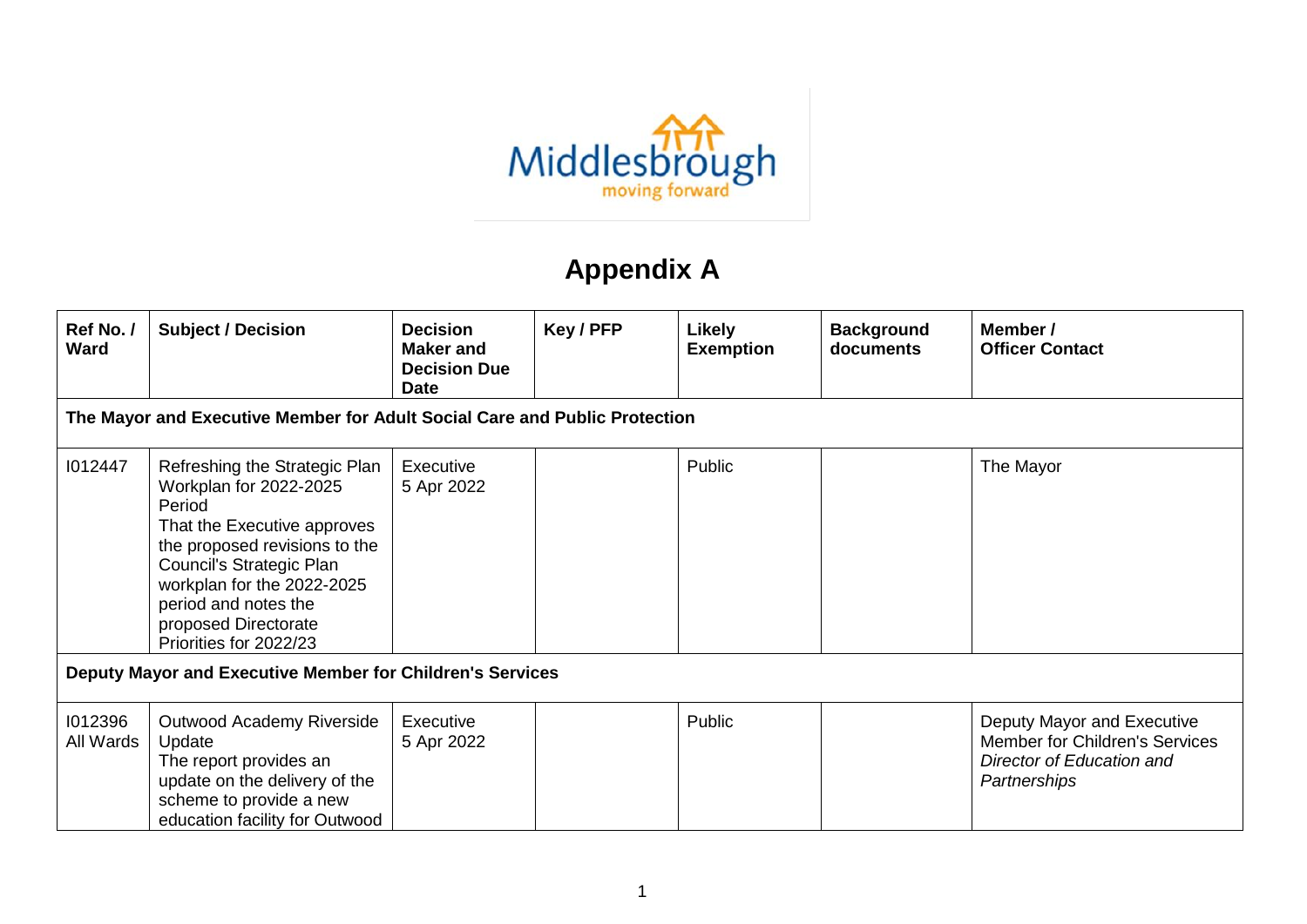# Appendix A

| Ref No. / Ward | Subject / Decision | Decision Maker and Decision Due Date | Key / PFP | Likely Exemption | Background documents | Member / Officer Contact |
|---|---|---|---|---|---|---|
| **The Mayor and Executive Member for Adult Social Care and Public Protection** | | | | | | |
| I012447 | Refreshing the Strategic Plan Workplan for 2022-2025 Period<br>That the Executive approves the proposed revisions to the Council's Strategic Plan workplan for the 2022-2025 period and notes the proposed Directorate Priorities for 2022/23 | Executive<br>5 Apr 2022 | | Public | | The Mayor |
| **Deputy Mayor and Executive Member for Children's Services** | | | | | | |
| I012396<br>All Wards | Outwood Academy Riverside Update<br>The report provides an update on the delivery of the scheme to provide a new education facility for Outwood | Executive<br>5 Apr 2022 | | Public | | Deputy Mayor and Executive Member for Children's Services<br>*Director of Education and Partnerships* |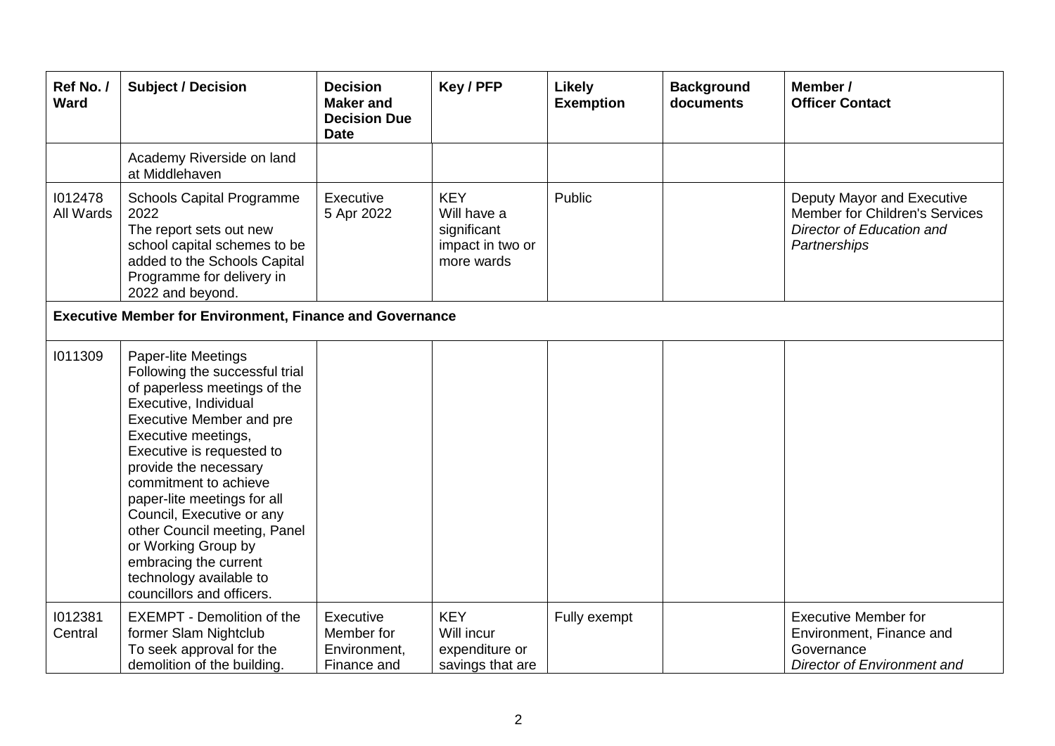| Ref No. / Ward | Subject / Decision | Decision Maker and Decision Due Date | Key / PFP | Likely Exemption | Background documents | Member / Officer Contact |
|---|---|---|---|---|---|---|
| | Academy Riverside on land at Middlehaven | | | | | |
| I012478 All Wards | Schools Capital Programme 2022 The report sets out new school capital schemes to be added to the Schools Capital Programme for delivery in 2022 and beyond. | Executive 5 Apr 2022 | KEY Will have a significant impact in two or more wards | Public | | Deputy Mayor and Executive Member for Children's Services *Director of Education and Partnerships* |
| **Executive Member for Environment, Finance and Governance** | | | | | | |
| I011309 | Paper-lite Meetings Following the successful trial of paperless meetings of the Executive, Individual Executive Member and pre Executive meetings, Executive is requested to provide the necessary commitment to achieve paper-lite meetings for all Council, Executive or any other Council meeting, Panel or Working Group by embracing the current technology available to councillors and officers. | | | | | |
| I012381 Central | EXEMPT - Demolition of the former Slam Nightclub To seek approval for the demolition of the building. | Executive Member for Environment, Finance and | KEY Will incur expenditure or savings that are | Fully exempt | | Executive Member for Environment, Finance and Governance *Director of Environment and* |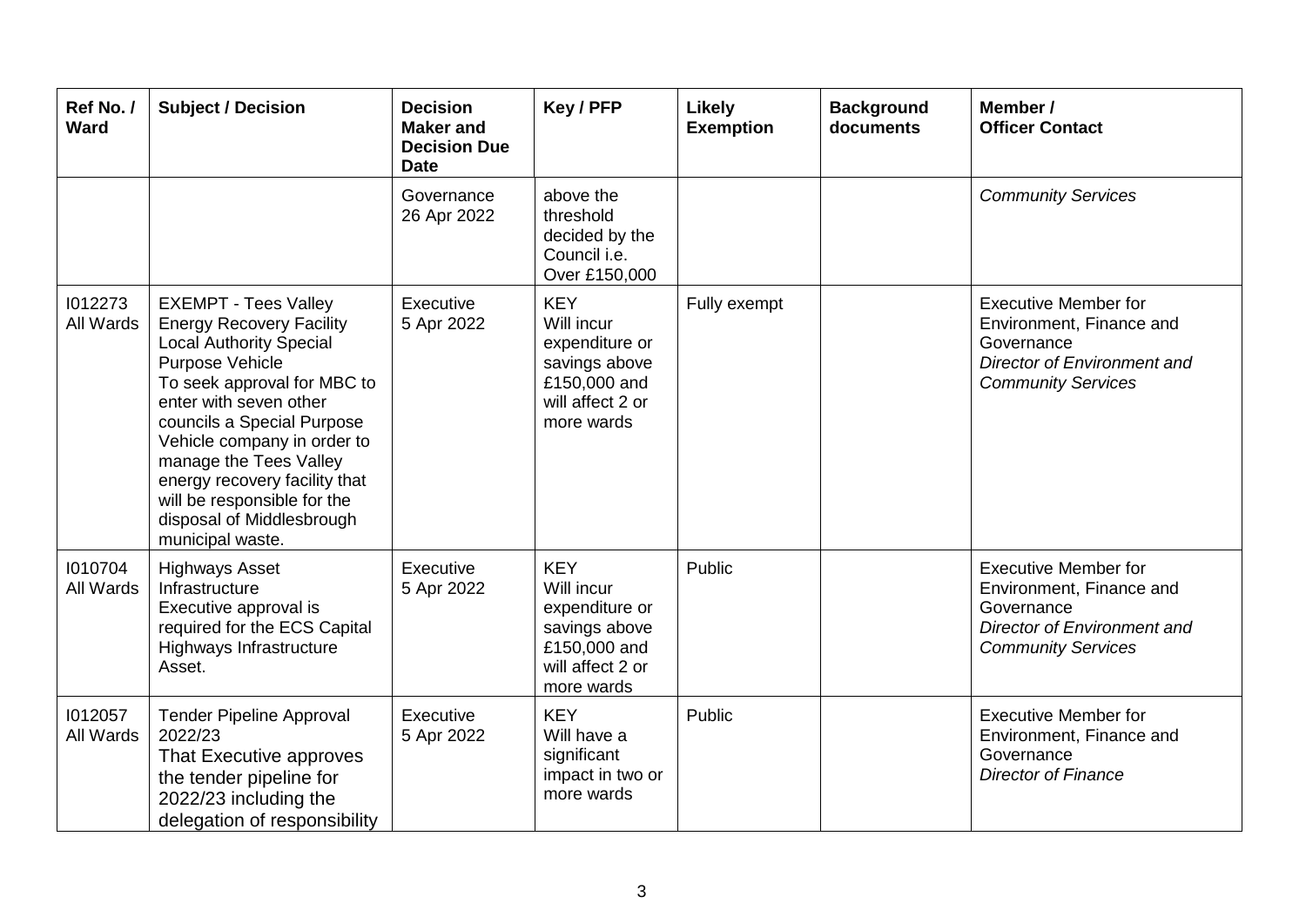| Ref No. / Ward | Subject / Decision | Decision Maker and Decision Due Date | Key / PFP | Likely Exemption | Background documents | Member / Officer Contact |
|---|---|---|---|---|---|---|
| | | Governance 26 Apr 2022 | above the threshold decided by the Council i.e. Over £150,000 | | | *Community Services* |
| I012273 All Wards | EXEMPT - Tees Valley Energy Recovery Facility Local Authority Special Purpose Vehicle To seek approval for MBC to enter with seven other councils a Special Purpose Vehicle company in order to manage the Tees Valley energy recovery facility that will be responsible for the disposal of Middlesbrough municipal waste. | Executive 5 Apr 2022 | KEY Will incur expenditure or savings above £150,000 and will affect 2 or more wards | Fully exempt | | Executive Member for Environment, Finance and Governance *Director of Environment and Community Services* |
| I010704 All Wards | Highways Asset Infrastructure Executive approval is required for the ECS Capital Highways Infrastructure Asset. | Executive 5 Apr 2022 | KEY Will incur expenditure or savings above £150,000 and will affect 2 or more wards | Public | | Executive Member for Environment, Finance and Governance *Director of Environment and Community Services* |
| I012057 All Wards | Tender Pipeline Approval 2022/23 That Executive approves the tender pipeline for 2022/23 including the delegation of responsibility | Executive 5 Apr 2022 | KEY Will have a significant impact in two or more wards | Public | | Executive Member for Environment, Finance and Governance *Director of Finance* |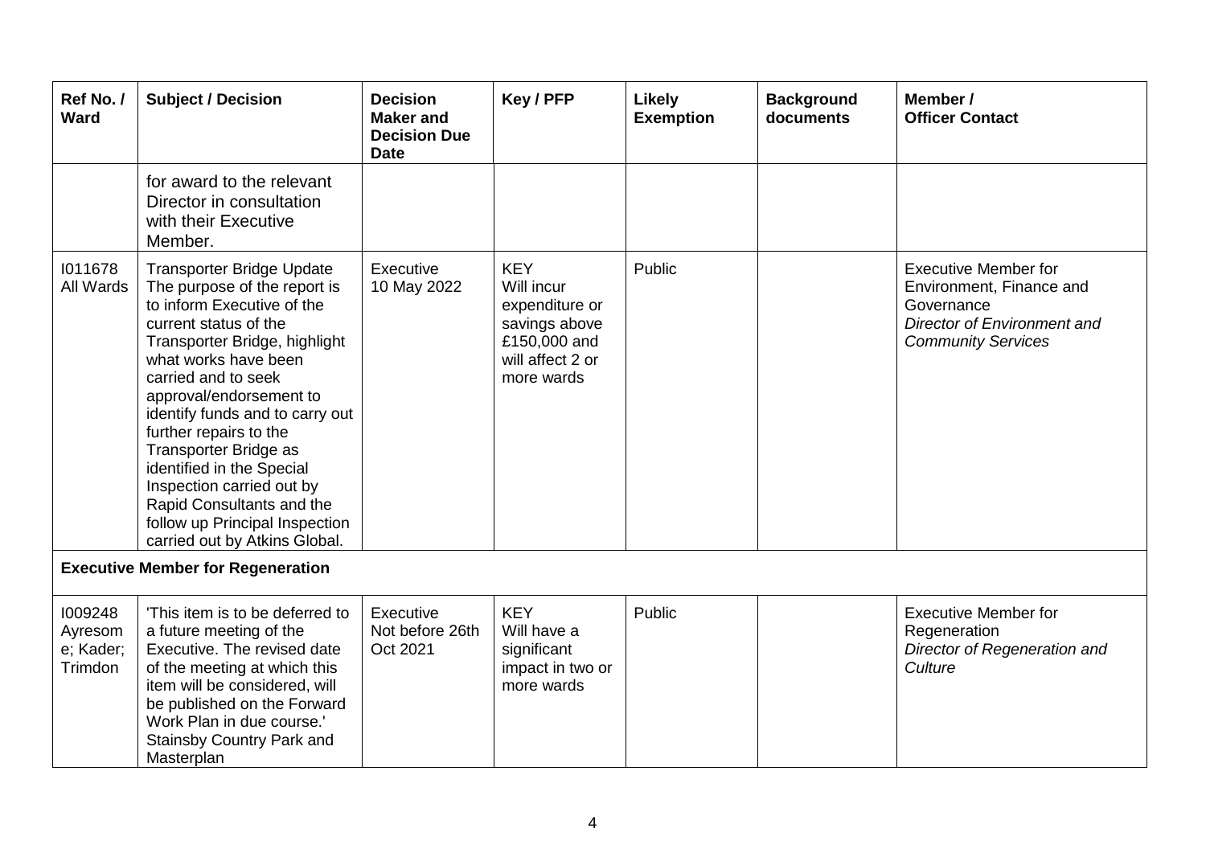| Ref No. / Ward | Subject / Decision | Decision Maker and Decision Due Date | Key / PFP | Likely Exemption | Background documents | Member / Officer Contact |
|---|---|---|---|---|---|---|
| | for award to the relevant Director in consultation with their Executive Member. | | | | | |
| I011678 All Wards | Transporter Bridge Update The purpose of the report is to inform Executive of the current status of the Transporter Bridge, highlight what works have been carried and to seek approval/endorsement to identify funds and to carry out further repairs to the Transporter Bridge as identified in the Special Inspection carried out by Rapid Consultants and the follow up Principal Inspection carried out by Atkins Global. | Executive 10 May 2022 | KEY Will incur expenditure or savings above £150,000 and will affect 2 or more wards | Public | | Executive Member for Environment, Finance and Governance *Director of Environment and Community Services* |
| **Executive Member for Regeneration** | | | | | | |
| I009248 Ayresome; Kader; Trimdon | 'This item is to be deferred to a future meeting of the Executive. The revised date of the meeting at which this item will be considered, will be published on the Forward Work Plan in due course.' Stainsby Country Park and Masterplan | Executive Not before 26th Oct 2021 | KEY Will have a significant impact in two or more wards | Public | | Executive Member for Regeneration *Director of Regeneration and Culture* |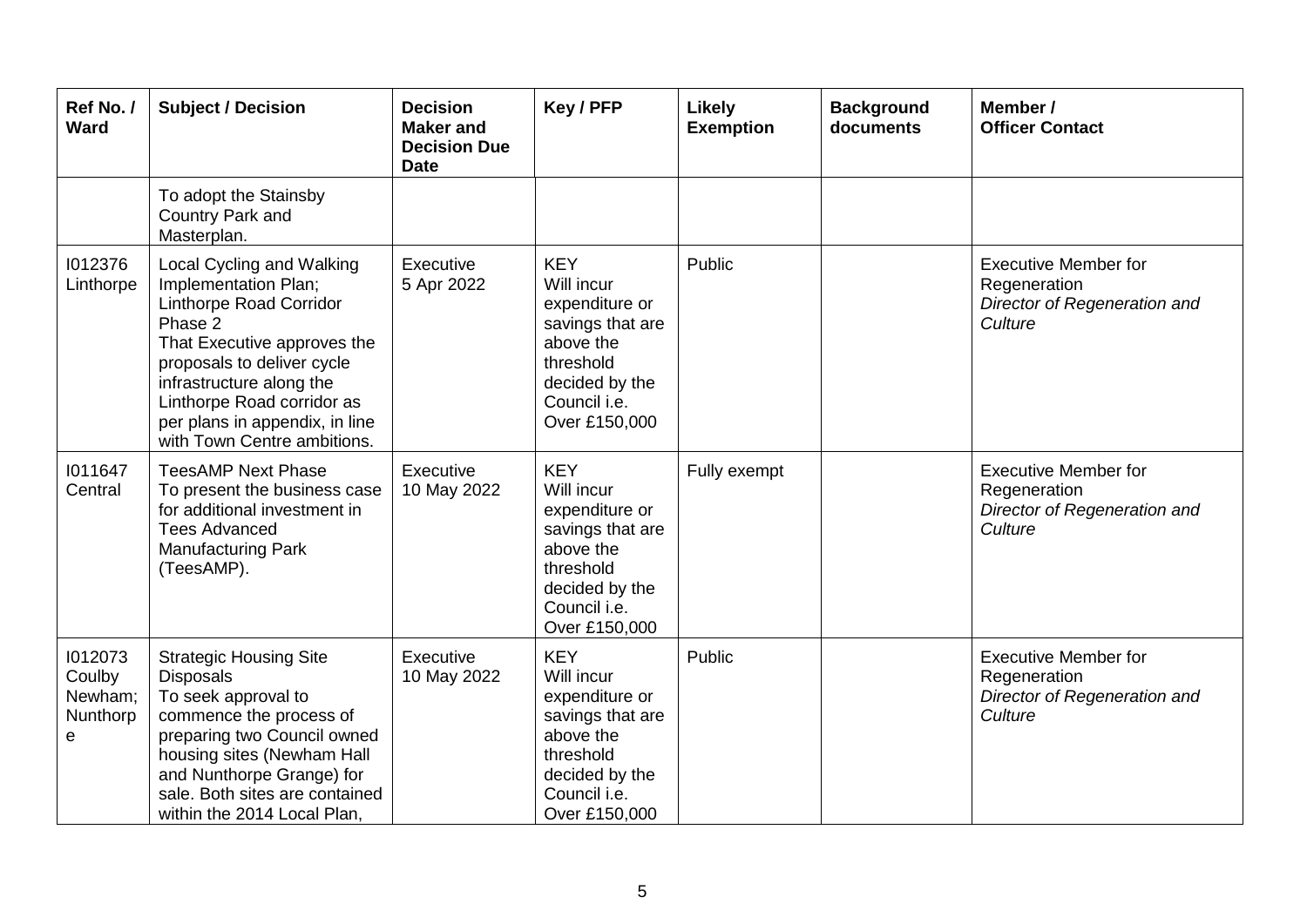| Ref No. / Ward | Subject / Decision | Decision Maker and Decision Due Date | Key / PFP | Likely Exemption | Background documents | Member / Officer Contact |
|---|---|---|---|---|---|---|
| | To adopt the Stainsby Country Park and Masterplan. | | | | | |
| I012376 Linthorpe | Local Cycling and Walking Implementation Plan; Linthorpe Road Corridor Phase 2 That Executive approves the proposals to deliver cycle infrastructure along the Linthorpe Road corridor as per plans in appendix, in line with Town Centre ambitions. | Executive 5 Apr 2022 | KEY Will incur expenditure or savings that are above the threshold decided by the Council i.e. Over £150,000 | Public | | Executive Member for Regeneration *Director of Regeneration and Culture* |
| I011647 Central | TeesAMP Next Phase To present the business case for additional investment in Tees Advanced Manufacturing Park (TeesAMP). | Executive 10 May 2022 | KEY Will incur expenditure or savings that are above the threshold decided by the Council i.e. Over £150,000 | Fully exempt | | Executive Member for Regeneration *Director of Regeneration and Culture* |
| I012073 Coulby Newham; Nunthorpe | Strategic Housing Site Disposals To seek approval to commence the process of preparing two Council owned housing sites (Newham Hall and Nunthorpe Grange) for sale. Both sites are contained within the 2014 Local Plan, | Executive 10 May 2022 | KEY Will incur expenditure or savings that are above the threshold decided by the Council i.e. Over £150,000 | Public | | Executive Member for Regeneration *Director of Regeneration and Culture* |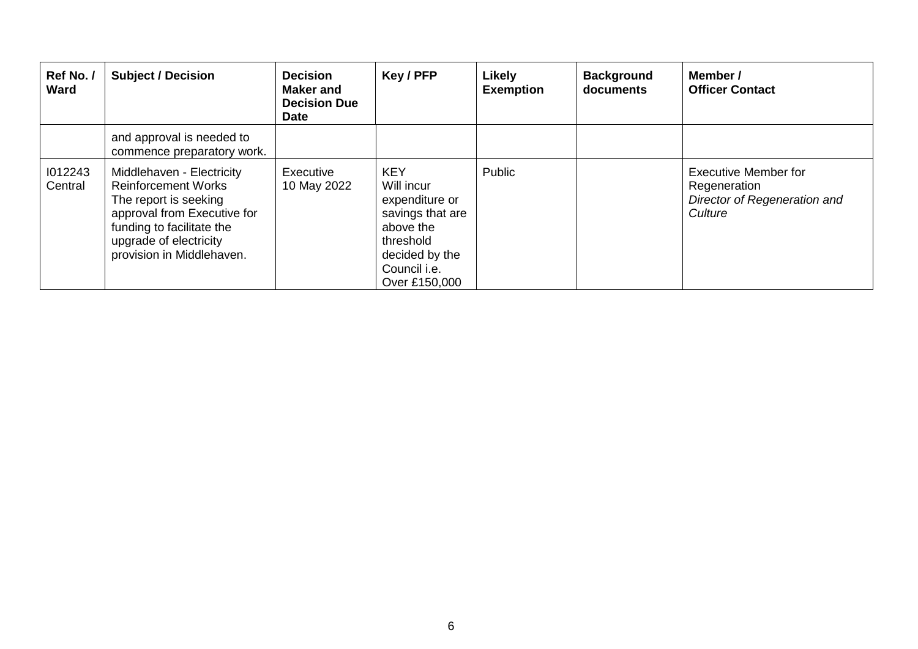| Ref No. / Ward | Subject / Decision | Decision Maker and Decision Due Date | Key / PFP | Likely Exemption | Background documents | Member / Officer Contact |
|---|---|---|---|---|---|---|
| | and approval is needed to commence preparatory work. | | | | | |
| I012243 Central | Middlehaven - Electricity Reinforcement Works The report is seeking approval from Executive for funding to facilitate the upgrade of electricity provision in Middlehaven. | Executive 10 May 2022 | KEY Will incur expenditure or savings that are above the threshold decided by the Council i.e. Over £150,000 | Public | | Executive Member for Regeneration *Director of Regeneration and Culture* |